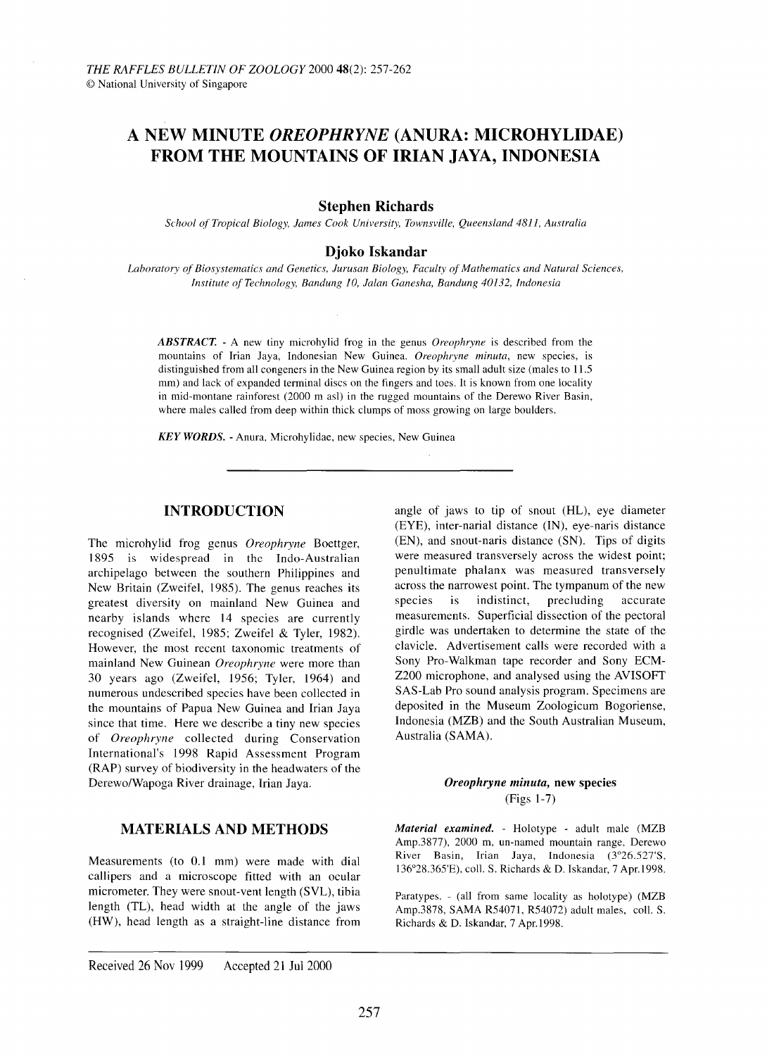# A NEW MINUTE *OREOPHRYNE* (ANURA: MICROHYLIDAE) FROM THE MOUNTAINS OF IRIAN JAYA, INDONESIA

**Stephen Richards**

*School of Tropical Biology, James Cook University, Townsville, Queensland 4811, Australia*

**Djoko Iskandar**

*Laboratory of Biosystematics and Genetics, Jurusan Biology, Faculty of Mathematics and Natural Sciences, Institute of Technology, Bandung 10, Jalan Ganesha, Bandung 40132, Indonesia*

***ABSTRACT.*** - A new tiny microhylid frog in the genus *Oreophryne* is described from the mountains of Irian Jaya, Indonesian New Guinea. *Oreophryne minuta*, new species, is distinguished from all congeners in the New Guinea region by its small adult size (males to 11.5 mm) and lack of expanded terminal discs on the fingers and toes. It is known from one locality in mid-montane rainforest (2000 m asl) in the rugged mountains of the Derewo River Basin, where males called from deep within thick clumps of moss growing on large boulders.

***KEY WORDS.*** - Anura, Microhylidae, new species, New Guinea

## INTRODUCTION

The microhylid frog genus *Oreophryne* Boettger, 1895 is widespread in the Indo-Australian archipelago between the southern Philippines and New Britain (Zweifel, 1985). The genus reaches its greatest diversity on mainland New Guinea and nearby islands where 14 species are currently recognised (Zweifel, 1985; Zweifel & Tyler, 1982). However, the most recent taxonomic treatments of mainland New Guinean *Oreophryne* were more than 30 years ago (Zweifel, 1956; Tyler, 1964) and numerous undescribed species have been collected in the mountains of Papua New Guinea and Irian Jaya since that time. Here we describe a tiny new species of *Oreophryne* collected during Conservation International's 1998 Rapid Assessment Program (RAP) survey of biodiversity in the headwaters of the Derewo/Wapoga River drainage, Irian Jaya.

## MATERIALS AND METHODS

Measurements (to 0.1 mm) were made with dial callipers and a microscope fitted with an ocular micrometer. They were snout-vent length (SVL), tibia length (TL), head width at the angle of the jaws (HW), head length as a straight-line distance from angle of jaws to tip of snout (HL), eye diameter (EYE), inter-narial distance (IN), eye-naris distance (EN), and snout-naris distance (SN). Tips of digits were measured transversely across the widest point; penultimate phalanx was measured transversely across the narrowest point. The tympanum of the new species is indistinct, precluding accurate measurements. Superficial dissection of the pectoral girdle was undertaken to determine the state of the clavicle. Advertisement calls were recorded with a Sony Pro-Walkman tape recorder and Sony ECM-Z200 microphone, and analysed using the AVISOFT SAS-Lab Pro sound analysis program. Specimens are deposited in the Museum Zoologicum Bogoriense, Indonesia (MZB) and the South Australian Museum, Australia (SAMA).

### *Oreophryne minuta*, new species
(Figs 1-7)

***Material examined.*** - Holotype - adult male (MZB Amp.3877), 2000 m, un-named mountain range, Derewo River Basin, Irian Jaya, Indonesia (3°26.527'S, 136°28.365'E), coll. S. Richards & D. Iskandar, 7 Apr.1998.

Paratypes. - (all from same locality as holotype) (MZB Amp.3878, SAMA R54071, R54072) adult males, coll. S. Richards & D. Iskandar, 7 Apr.1998.

Received 26 Nov 1999 Accepted 21 Jul 2000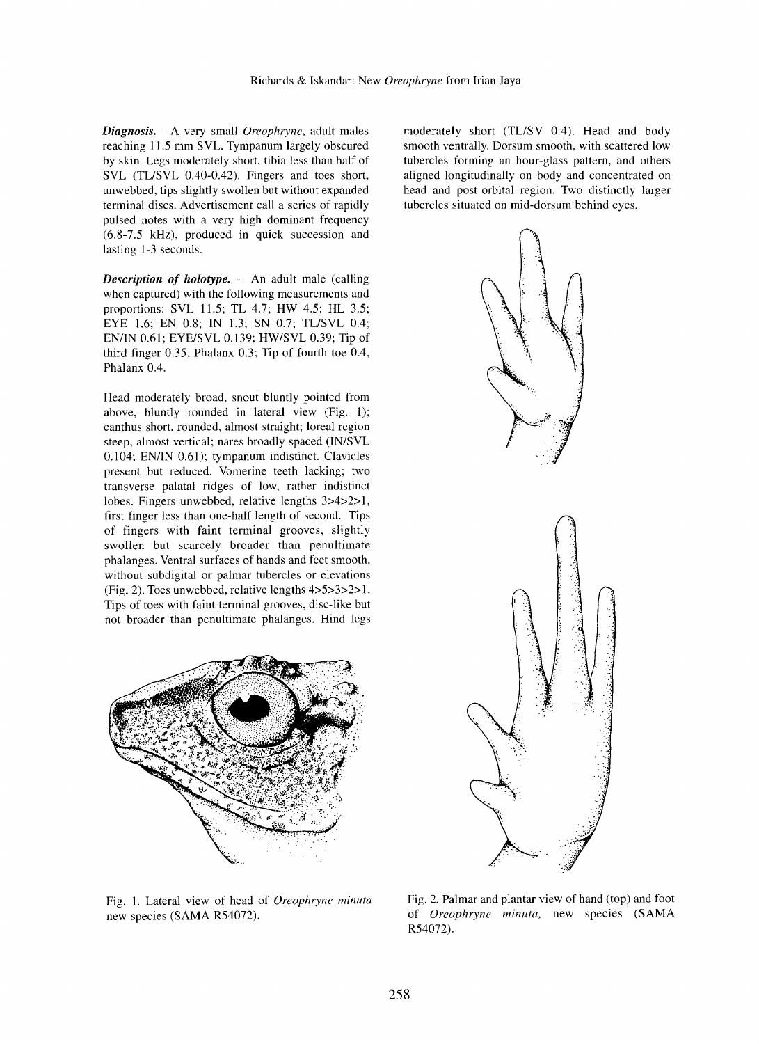***Diagnosis.*** - A very small *Oreophryne*, adult males reaching 11.5 mm SVL. Tympanum largely obscured by skin. Legs moderately short, tibia less than half of SVL (TL/SVL 0.40-0.42). Fingers and toes short, unwebbed, tips slightly swollen but without expanded terminal discs. Advertisement call a series of rapidly pulsed notes with a very high dominant frequency (6.8-7.5 kHz), produced in quick succession and lasting 1-3 seconds.

***Description of holotype.*** - An adult male (calling when captured) with the following measurements and proportions: SVL 11.5; TL 4.7; HW 4.5; HL 3.5; EYE 1.6; EN 0.8; IN 1.3; SN 0.7; TL/SVL 0.4; EN/IN 0.61; EYE/SVL 0.139; HW/SVL 0.39; Tip of third finger 0.35, Phalanx 0.3; Tip of fourth toe 0.4, Phalanx 0.4.

Head moderately broad, snout bluntly pointed from above, bluntly rounded in lateral view (Fig. 1); canthus short, rounded, almost straight; loreal region steep, almost vertical; nares broadly spaced (IN/SVL 0.104; EN/IN 0.61); tympanum indistinct. Clavicles present but reduced. Vomerine teeth lacking; two transverse palatal ridges of low, rather indistinct lobes. Fingers unwebbed, relative lengths 3>4>2>1, first finger less than one-half length of second. Tips of fingers with faint terminal grooves, slightly swollen but scarcely broader than penultimate phalanges. Ventral surfaces of hands and feet smooth, without subdigital or palmar tubercles or elevations (Fig. 2). Toes unwebbed, relative lengths 4>5>3>2>1. Tips of toes with faint terminal grooves, disc-like but not broader than penultimate phalanges. Hind legs moderately short (TL/SV 0.4). Head and body smooth ventrally. Dorsum smooth, with scattered low tubercles forming an hour-glass pattern, and others aligned longitudinally on body and concentrated on head and post-orbital region. Two distinctly larger tubercles situated on mid-dorsum behind eyes.

Fig. 1. Lateral view of head of *Oreophryne minuta* new species (SAMA R54072).

Fig. 2. Palmar and plantar view of hand (top) and foot of *Oreophryne minuta*, new species (SAMA R54072).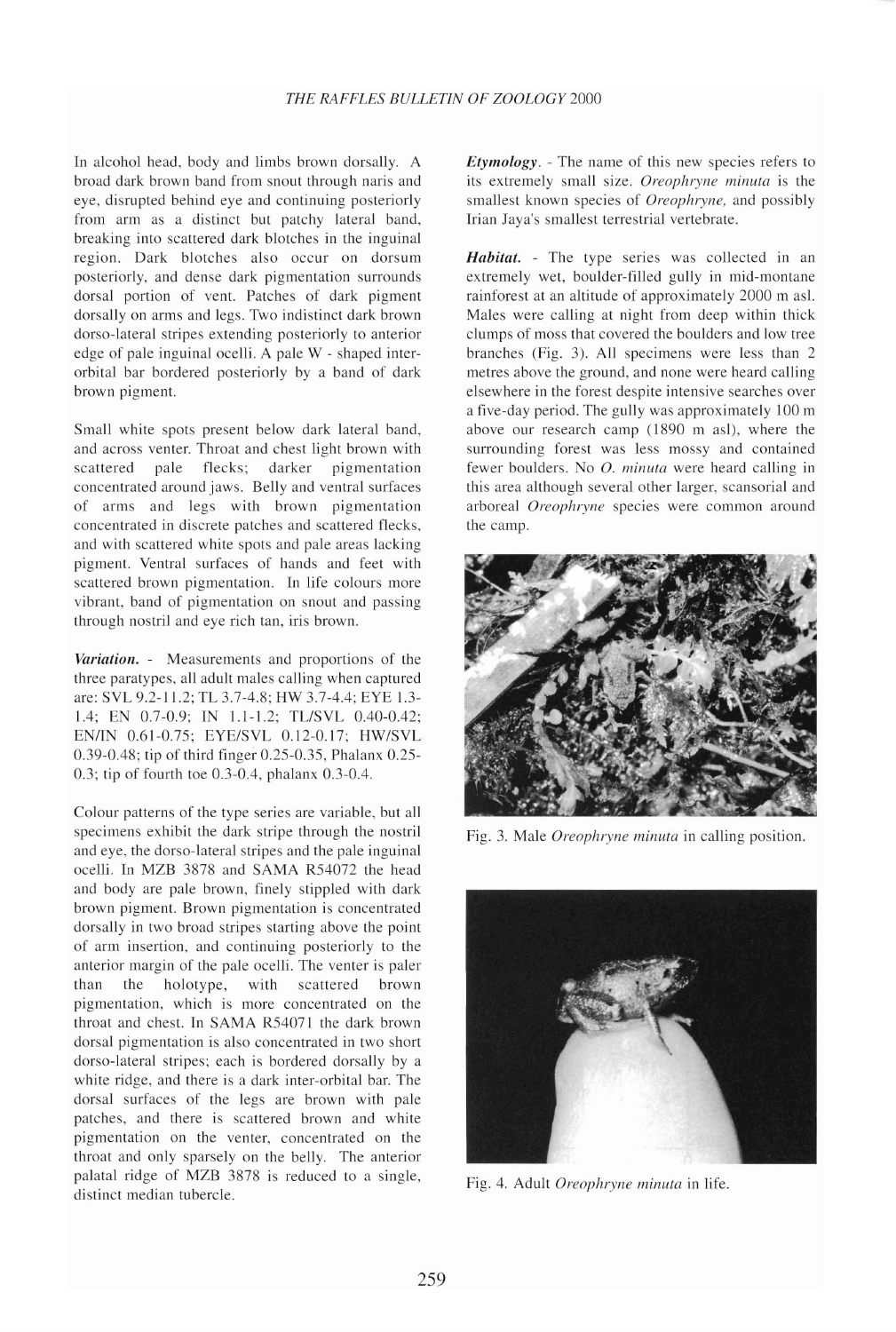In alcohol head, body and limbs brown dorsally. A broad dark brown band from snout through naris and eye, disrupted behind eye and continuing posteriorly from arm as a distinct but patchy lateral band, breaking into scattered dark blotches in the inguinal region. Dark blotches also occur on dorsum posteriorly, and dense dark pigmentation surrounds dorsal portion of vent. Patches of dark pigment dorsally on arms and legs. Two indistinct dark brown dorso-lateral stripes extending posteriorly to anterior edge of pale inguinal ocelli. A pale W - shaped inter-orbital bar bordered posteriorly by a band of dark brown pigment.

Small white spots present below dark lateral band, and across venter. Throat and chest light brown with scattered pale flecks; darker pigmentation concentrated around jaws. Belly and ventral surfaces of arms and legs with brown pigmentation concentrated in discrete patches and scattered flecks, and with scattered white spots and pale areas lacking pigment. Ventral surfaces of hands and feet with scattered brown pigmentation. In life colours more vibrant, band of pigmentation on snout and passing through nostril and eye rich tan, iris brown.

***Variation***. - Measurements and proportions of the three paratypes, all adult males calling when captured are: SVL 9.2-11.2; TL 3.7-4.8; HW 3.7-4.4; EYE 1.3-1.4; EN 0.7-0.9; IN 1.1-1.2; TL/SVL 0.40-0.42; EN/IN 0.61-0.75; EYE/SVL 0.12-0.17; HW/SVL 0.39-0.48; tip of third finger 0.25-0.35, Phalanx 0.25-0.3; tip of fourth toe 0.3-0.4, phalanx 0.3-0.4.

Colour patterns of the type series are variable, but all specimens exhibit the dark stripe through the nostril and eye, the dorso-lateral stripes and the pale inguinal ocelli. In MZB 3878 and SAMA R54072 the head and body are pale brown, finely stippled with dark brown pigment. Brown pigmentation is concentrated dorsally in two broad stripes starting above the point of arm insertion, and continuing posteriorly to the anterior margin of the pale ocelli. The venter is paler than the holotype, with scattered brown pigmentation, which is more concentrated on the throat and chest. In SAMA R54071 the dark brown dorsal pigmentation is also concentrated in two short dorso-lateral stripes; each is bordered dorsally by a white ridge, and there is a dark inter-orbital bar. The dorsal surfaces of the legs are brown with pale patches, and there is scattered brown and white pigmentation on the venter, concentrated on the throat and only sparsely on the belly. The anterior palatal ridge of MZB 3878 is reduced to a single, distinct median tubercle.

***Etymology***. - The name of this new species refers to its extremely small size. *Oreophryne minuta* is the smallest known species of *Oreophryne*, and possibly Irian Jaya's smallest terrestrial vertebrate.

***Habitat***. - The type series was collected in an extremely wet, boulder-filled gully in mid-montane rainforest at an altitude of approximately 2000 m asl. Males were calling at night from deep within thick clumps of moss that covered the boulders and low tree branches (Fig. 3). All specimens were less than 2 metres above the ground, and none were heard calling elsewhere in the forest despite intensive searches over a five-day period. The gully was approximately 100 m above our research camp (1890 m asl), where the surrounding forest was less mossy and contained fewer boulders. No *O. minuta* were heard calling in this area although several other larger, scansorial and arboreal *Oreophryne* species were common around the camp.

Fig. 3. Male *Oreophryne minuta* in calling position.

Fig. 4. Adult *Oreophryne minuta* in life.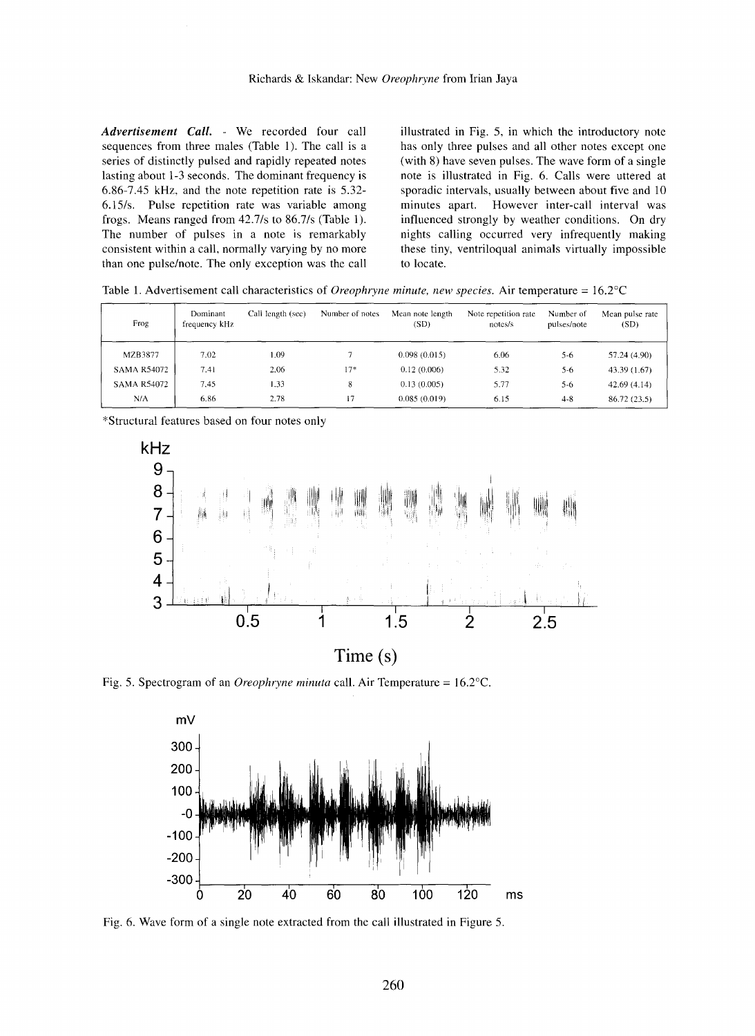***Advertisement Call.*** - We recorded four call sequences from three males (Table 1). The call is a series of distinctly pulsed and rapidly repeated notes lasting about 1-3 seconds. The dominant frequency is 6.86-7.45 kHz, and the note repetition rate is 5.32-6.15/s. Pulse repetition rate was variable among frogs. Means ranged from 42.7/s to 86.7/s (Table 1). The number of pulses in a note is remarkably consistent within a call, normally varying by no more than one pulse/note. The only exception was the call illustrated in Fig. 5, in which the introductory note has only three pulses and all other notes except one (with 8) have seven pulses. The wave form of a single note is illustrated in Fig. 6. Calls were uttered at sporadic intervals, usually between about five and 10 minutes apart. However inter-call interval was influenced strongly by weather conditions. On dry nights calling occurred very infrequently making these tiny, ventriloqual animals virtually impossible to locate.

Table 1. Advertisement call characteristics of *Oreophryne minute, new species.* Air temperature = 16.2°C

| Frog | Dominant frequency kHz | Call length (sec) | Number of notes | Mean note length (SD) | Note repetition rate notes/s | Number of pulses/note | Mean pulse rate (SD) |
|---|---|---|---|---|---|---|---|
| MZB3877 | 7.02 | 1.09 | 7 | 0.098 (0.015) | 6.06 | 5-6 | 57.24 (4.90) |
| SAMA R54072 | 7.41 | 2.06 | 17* | 0.12 (0.006) | 5.32 | 5-6 | 43.39 (1.67) |
| SAMA R54072 | 7.45 | 1.33 | 8 | 0.13 (0.005) | 5.77 | 5-6 | 42.69 (4.14) |
| N/A | 6.86 | 2.78 | 17 | 0.085 (0.019) | 6.15 | 4-8 | 86.72 (23.5) |

*Structural features based on four notes only

Fig. 5. Spectrogram of an *Oreophryne minuta* call. Air Temperature = 16.2°C.

Fig. 6. Wave form of a single note extracted from the call illustrated in Figure 5.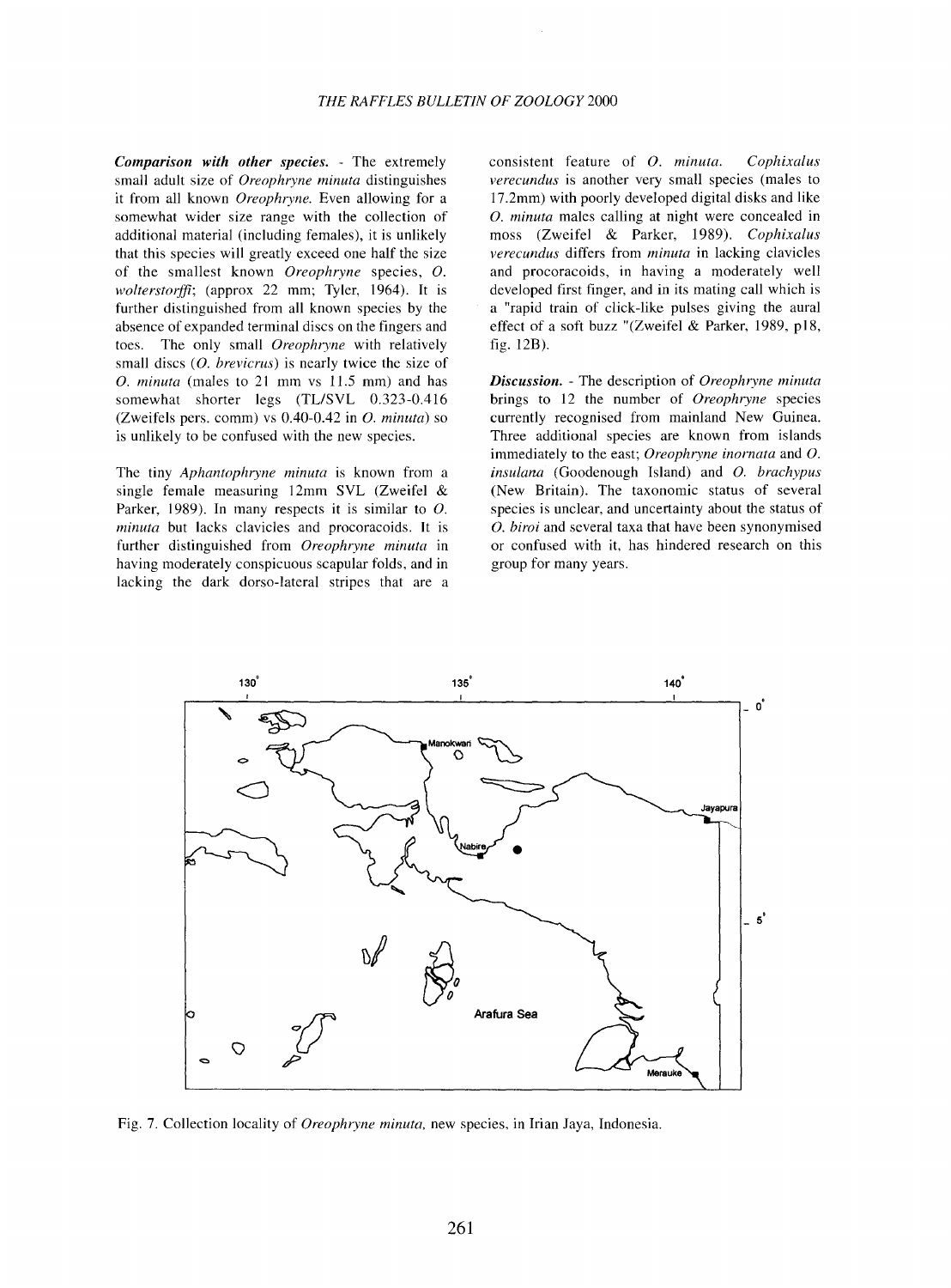***Comparison with other species.*** - The extremely small adult size of *Oreophryne minuta* distinguishes it from all known *Oreophryne*. Even allowing for a somewhat wider size range with the collection of additional material (including females), it is unlikely that this species will greatly exceed one half the size of the smallest known *Oreophryne* species, *O. wolterstorffi*; (approx 22 mm; Tyler, 1964). It is further distinguished from all known species by the absence of expanded terminal discs on the fingers and toes. The only small *Oreophryne* with relatively small discs (*O. brevicrus*) is nearly twice the size of *O. minuta* (males to 21 mm vs 11.5 mm) and has somewhat shorter legs (TL/SVL 0.323-0.416 (Zweifels pers. comm) vs 0.40-0.42 in *O. minuta*) so is unlikely to be confused with the new species.

The tiny *Aphantophryne minuta* is known from a single female measuring 12mm SVL (Zweifel & Parker, 1989). In many respects it is similar to *O. minuta* but lacks clavicles and procoracoids. It is further distinguished from *Oreophryne minuta* in having moderately conspicuous scapular folds, and in lacking the dark dorso-lateral stripes that are a consistent feature of *O. minuta*. *Cophixalus verecundus* is another very small species (males to 17.2mm) with poorly developed digital disks and like *O. minuta* males calling at night were concealed in moss (Zweifel & Parker, 1989). *Cophixalus verecundus* differs from *minuta* in lacking clavicles and procoracoids, in having a moderately well developed first finger, and in its mating call which is a "rapid train of click-like pulses giving the aural effect of a soft buzz "(Zweifel & Parker, 1989, p18, fig. 12B).

***Discussion.*** - The description of *Oreophryne minuta* brings to 12 the number of *Oreophryne* species currently recognised from mainland New Guinea. Three additional species are known from islands immediately to the east; *Oreophryne inornata* and *O. insulana* (Goodenough Island) and *O. brachypus* (New Britain). The taxonomic status of several species is unclear, and uncertainty about the status of *O. biroi* and several taxa that have been synonymised or confused with it, has hindered research on this group for many years.

Fig. 7. Collection locality of *Oreophryne minuta*, new species, in Irian Jaya, Indonesia.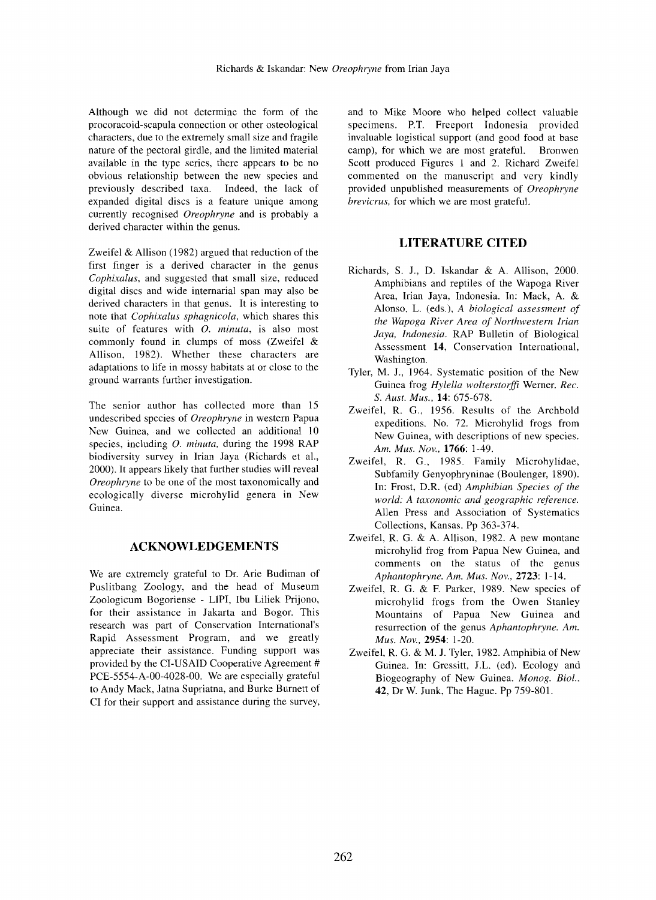Although we did not determine the form of the procoracoid-scapula connection or other osteological characters, due to the extremely small size and fragile nature of the pectoral girdle, and the limited material available in the type series, there appears to be no obvious relationship between the new species and previously described taxa. Indeed, the lack of expanded digital discs is a feature unique among currently recognised *Oreophryne* and is probably a derived character within the genus.

Zweifel & Allison (1982) argued that reduction of the first finger is a derived character in the genus *Cophixalus*, and suggested that small size, reduced digital discs and wide internarial span may also be derived characters in that genus. It is interesting to note that *Cophixalus sphagnicola*, which shares this suite of features with *O. minuta*, is also most commonly found in clumps of moss (Zweifel & Allison, 1982). Whether these characters are adaptations to life in mossy habitats at or close to the ground warrants further investigation.

The senior author has collected more than 15 undescribed species of *Oreophryne* in western Papua New Guinea, and we collected an additional 10 species, including *O. minuta*, during the 1998 RAP biodiversity survey in Irian Jaya (Richards et al., 2000). It appears likely that further studies will reveal *Oreophryne* to be one of the most taxonomically and ecologically diverse microhylid genera in New Guinea.

## ACKNOWLEDGEMENTS

We are extremely grateful to Dr. Arie Budiman of Puslitbang Zoology, and the head of Museum Zoologicum Bogoriense - LIPI, Ibu Liliek Prijono, for their assistance in Jakarta and Bogor. This research was part of Conservation International's Rapid Assessment Program, and we greatly appreciate their assistance. Funding support was provided by the CI-USAID Cooperative Agreement # PCE-5554-A-00-4028-00. We are especially grateful to Andy Mack, Jatna Supriatna, and Burke Burnett of CI for their support and assistance during the survey, and to Mike Moore who helped collect valuable specimens. P.T. Freeport Indonesia provided invaluable logistical support (and good food at base camp), for which we are most grateful. Bronwen Scott produced Figures 1 and 2. Richard Zweifel commented on the manuscript and very kindly provided unpublished measurements of *Oreophryne brevicrus*, for which we are most grateful.

## LITERATURE CITED

Richards, S. J., D. Iskandar & A. Allison, 2000. Amphibians and reptiles of the Wapoga River Area, Irian Jaya, Indonesia. In: Mack, A. & Alonso, L. (eds.), *A biological assessment of the Wapoga River Area of Northwestern Irian Jaya, Indonesia*. RAP Bulletin of Biological Assessment **14**, Conservation International, Washington.

Tyler, M. J., 1964. Systematic position of the New Guinea frog *Hylella wolterstorffi* Werner. *Rec. S. Aust. Mus.*, **14**: 675-678.

Zweifel, R. G., 1956. Results of the Archbold expeditions. No. 72. Microhylid frogs from New Guinea, with descriptions of new species. *Am. Mus. Nov.*, **1766**: 1-49.

Zweifel, R. G., 1985. Family Microhylidae, Subfamily Genyophryninae (Boulenger, 1890). In: Frost, D.R. (ed) *Amphibian Species of the world: A taxonomic and geographic reference.* Allen Press and Association of Systematics Collections, Kansas. Pp 363-374.

Zweifel, R. G. & A. Allison, 1982. A new montane microhylid frog from Papua New Guinea, and comments on the status of the genus *Aphantophryne*. *Am. Mus. Nov.*, **2723**: 1-14.

Zweifel, R. G. & F. Parker, 1989. New species of microhylid frogs from the Owen Stanley Mountains of Papua New Guinea and resurrection of the genus *Aphantophryne*. *Am. Mus. Nov.*, **2954**: 1-20.

Zweifel, R. G. & M. J. Tyler, 1982. Amphibia of New Guinea. In: Gressitt, J.L. (ed). Ecology and Biogeography of New Guinea. *Monog. Biol.*, **42**, Dr W. Junk, The Hague. Pp 759-801.